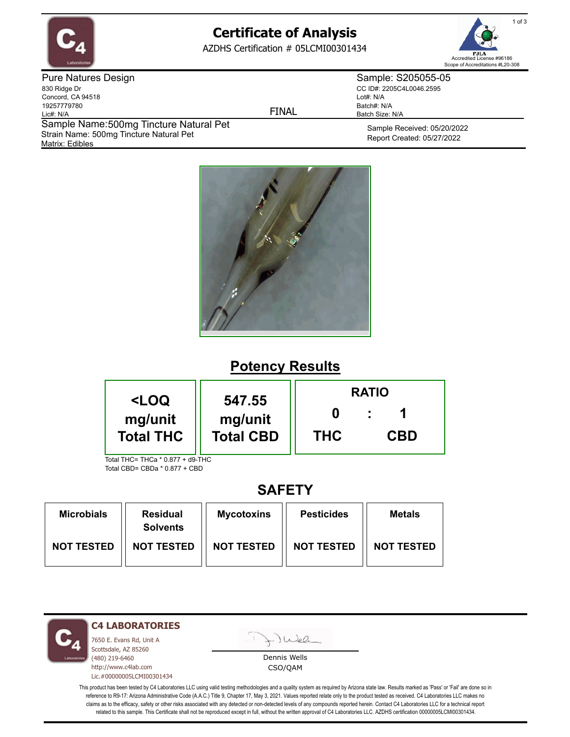# Certificate of Analysis

AZDHS Certification # 05LCMI00301434

PJLA Accredited License #96186
Scope of Accreditations #L20-308

**Pure Natures Design**
830 Ridge Dr
Concord, CA 94518
19257779780
Lic#: N/A

FINAL

**Sample: S205055-05**
CC ID#: 2205C4L0046.2595
Lot#: N/A
Batch#: N/A
Batch Size: N/A

Sample Name: 500mg Tincture Natural Pet
Strain Name: 500mg Tincture Natural Pet
Matrix: Edibles

Sample Received: 05/20/2022
Report Created: 05/27/2022

## Potency Results

| <LOQ mg/unit Total THC | 547.55 mg/unit Total CBD | RATIO 0 : 1 THC : CBD |
|---|---|---|

Total THC= THCa * 0.877 + d9-THC
Total CBD= CBDa * 0.877 + CBD

## SAFETY

| Microbials | Residual Solvents | Mycotoxins | Pesticides | Metals |
|---|---|---|---|---|
| NOT TESTED | NOT TESTED | NOT TESTED | NOT TESTED | NOT TESTED |

**C4 LABORATORIES**
7650 E. Evans Rd, Unit A
Scottsdale, AZ 85260
(480) 219-6460
http://www.c4lab.com
Lic.#00000005LCMI00301434

Dennis Wells
CSO/QAM

This product has been tested by C4 Laboratories LLC using valid testing methodologies and a quality system as required by Arizona state law. Results marked as 'Pass' or 'Fail' are done so in reference to R9-17: Arizona Administrative Code (A.A.C.) Title 9, Chapter 17, May 3, 2021. Values reported relate only to the product tested as received. C4 Laboratories LLC makes no claims as to the efficacy, safety or other risks associated with any detected or non-detected levels of any compounds reported herein. Contact C4 Laboratories LLC for a technical report related to this sample. This Certificate shall not be reproduced except in full, without the written approval of C4 Laboratories LLC. AZDHS certification 00000005LCMI00301434.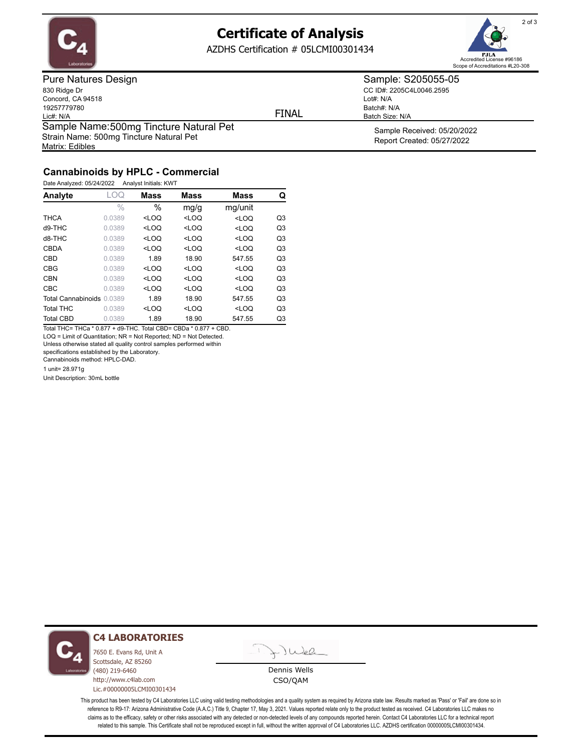# Certificate of Analysis

AZDHS Certification # 05LCMI00301434

PJLA Accredited License #96186
Scope of Accreditations #L20-308

**Pure Natures Design**
830 Ridge Dr
Concord, CA 94518
19257779780
Lic#: N/A

FINAL

**Sample: S205055-05**
CC ID#: 2205C4L0046.2595
Lot#: N/A
Batch#: N/A
Batch Size: N/A

Sample Name:500mg Tincture Natural Pet
Strain Name: 500mg Tincture Natural Pet
Matrix: Edibles

Sample Received: 05/20/2022
Report Created: 05/27/2022

## Cannabinoids by HPLC - Commercial

Date Analyzed: 05/24/2022 Analyst Initials: KWT

| Analyte | LOQ | Mass | Mass | Mass | Q |
|---|---|---|---|---|---|
| | % | % | mg/g | mg/unit | |
| THCA | 0.0389 | <LOQ | <LOQ | <LOQ | Q3 |
| d9-THC | 0.0389 | <LOQ | <LOQ | <LOQ | Q3 |
| d8-THC | 0.0389 | <LOQ | <LOQ | <LOQ | Q3 |
| CBDA | 0.0389 | <LOQ | <LOQ | <LOQ | Q3 |
| CBD | 0.0389 | 1.89 | 18.90 | 547.55 | Q3 |
| CBG | 0.0389 | <LOQ | <LOQ | <LOQ | Q3 |
| CBN | 0.0389 | <LOQ | <LOQ | <LOQ | Q3 |
| CBC | 0.0389 | <LOQ | <LOQ | <LOQ | Q3 |
| Total Cannabinoids | 0.0389 | 1.89 | 18.90 | 547.55 | Q3 |
| Total THC | 0.0389 | <LOQ | <LOQ | <LOQ | Q3 |
| Total CBD | 0.0389 | 1.89 | 18.90 | 547.55 | Q3 |

Total THC= THCa * 0.877 + d9-THC. Total CBD= CBDa * 0.877 + CBD.
LOQ = Limit of Quantitation; NR = Not Reported; ND = Not Detected.
Unless otherwise stated all quality control samples performed within specifications established by the Laboratory.
Cannabinoids method: HPLC-DAD.

1 unit= 28.971g

Unit Description: 30mL bottle

**C4 LABORATORIES**
7650 E. Evans Rd, Unit A
Scottsdale, AZ 85260
(480) 219-6460
http://www.c4lab.com
Lic.#00000005LCMI00301434

Dennis Wells
CSO/QAM

This product has been tested by C4 Laboratories LLC using valid testing methodologies and a quality system as required by Arizona state law. Results marked as 'Pass' or 'Fail' are done so in reference to R9-17: Arizona Administrative Code (A.A.C.) Title 9, Chapter 17, May 3, 2021. Values reported relate only to the product tested as received. C4 Laboratories LLC makes no claims as to the efficacy, safety or other risks associated with any detected or non-detected levels of any compounds reported herein. Contact C4 Laboratories LLC for a technical report related to this sample. This Certificate shall not be reproduced except in full, without the written approval of C4 Laboratories LLC. AZDHS certification 00000005LCMI00301434.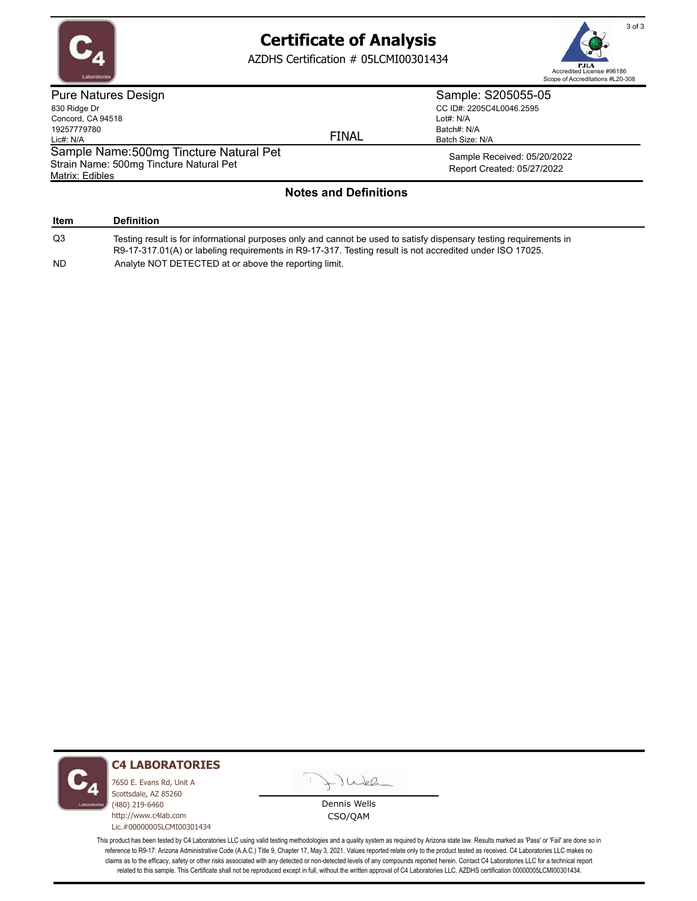# Certificate of Analysis

AZDHS Certification # 05LCMI00301434

Accredited License #96186
Scope of Accreditations #L20-308

**Pure Natures Design**
830 Ridge Dr
Concord, CA 94518
19257779780
Lic#: N/A

FINAL

**Sample: S205055-05**
CC ID#: 2205C4L0046.2595
Lot#: N/A
Batch#: N/A
Batch Size: N/A

Sample Name:500mg Tincture Natural Pet
Strain Name: 500mg Tincture Natural Pet
Matrix: Edibles

Sample Received: 05/20/2022
Report Created: 05/27/2022

## Notes and Definitions

| Item | Definition |
|---|---|
| Q3 | Testing result is for informational purposes only and cannot be used to satisfy dispensary testing requirements in R9-17-317.01(A) or labeling requirements in R9-17-317. Testing result is not accredited under ISO 17025. |
| ND | Analyte NOT DETECTED at or above the reporting limit. |

**C4 LABORATORIES**
7650 E. Evans Rd, Unit A
Scottsdale, AZ 85260
(480) 219-6460
http://www.c4lab.com
Lic.#00000005LCMI00301434

Dennis Wells
CSO/QAM

This product has been tested by C4 Laboratories LLC using valid testing methodologies and a quality system as required by Arizona state law. Results marked as 'Pass' or 'Fail' are done so in reference to R9-17: Arizona Administrative Code (A.A.C.) Title 9, Chapter 17, May 3, 2021. Values reported relate only to the product tested as received. C4 Laboratories LLC makes no claims as to the efficacy, safety or other risks associated with any detected or non-detected levels of any compounds reported herein. Contact C4 Laboratories LLC for a technical report related to this sample. This Certificate shall not be reproduced except in full, without the written approval of C4 Laboratories LLC. AZDHS certification 00000005LCMI00301434.